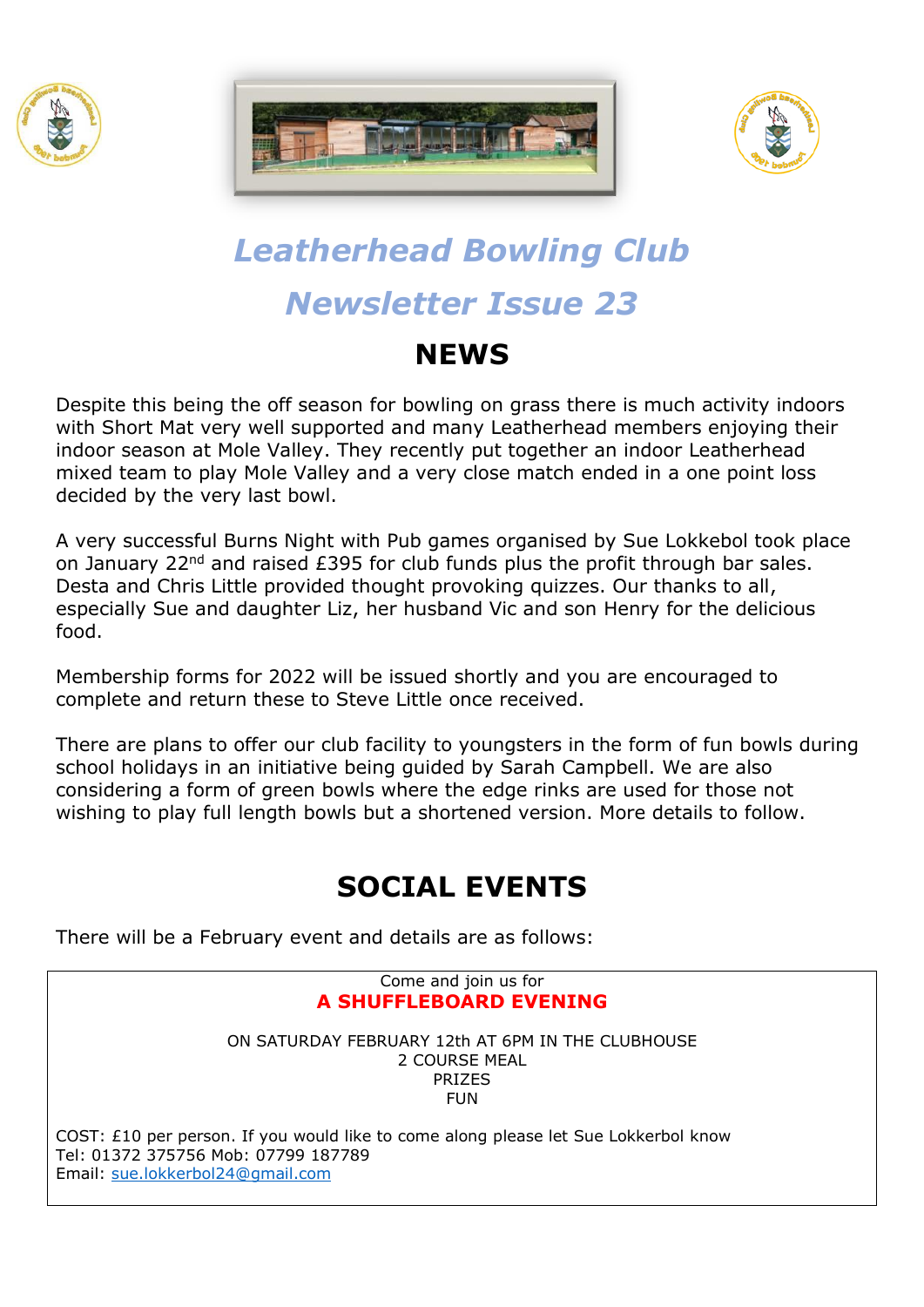# *Leatherhead Bowling Club*

# *Newsletter Issue 23*

## NEWS

Despite this being the off season for bowling on grass there is much activity indoors with Short Mat very well supported and many Leatherhead members enjoying their indoor season at Mole Valley. They recently put together an indoor Leatherhead mixed team to play Mole Valley and a very close match ended in a one point loss decided by the very last bowl.

A very successful Burns Night with Pub games organised by Sue Lokkebol took place on January 22nd and raised £395 for club funds plus the profit through bar sales. Desta and Chris Little provided thought provoking quizzes. Our thanks to all, especially Sue and daughter Liz, her husband Vic and son Henry for the delicious food.

Membership forms for 2022 will be issued shortly and you are encouraged to complete and return these to Steve Little once received.

There are plans to offer our club facility to youngsters in the form of fun bowls during school holidays in an initiative being guided by Sarah Campbell. We are also considering a form of green bowls where the edge rinks are used for those not wishing to play full length bowls but a shortened version. More details to follow.

## SOCIAL EVENTS

There will be a February event and details are as follows:

Come and join us for

**A SHUFFLEBOARD EVENING**

ON SATURDAY FEBRUARY 12th AT 6PM IN THE CLUBHOUSE
2 COURSE MEAL
PRIZES
FUN

COST: £10 per person. If you would like to come along please let Sue Lokkerbol know
Tel: 01372 375756 Mob: 07799 187789
Email: sue.lokkerbol24@gmail.com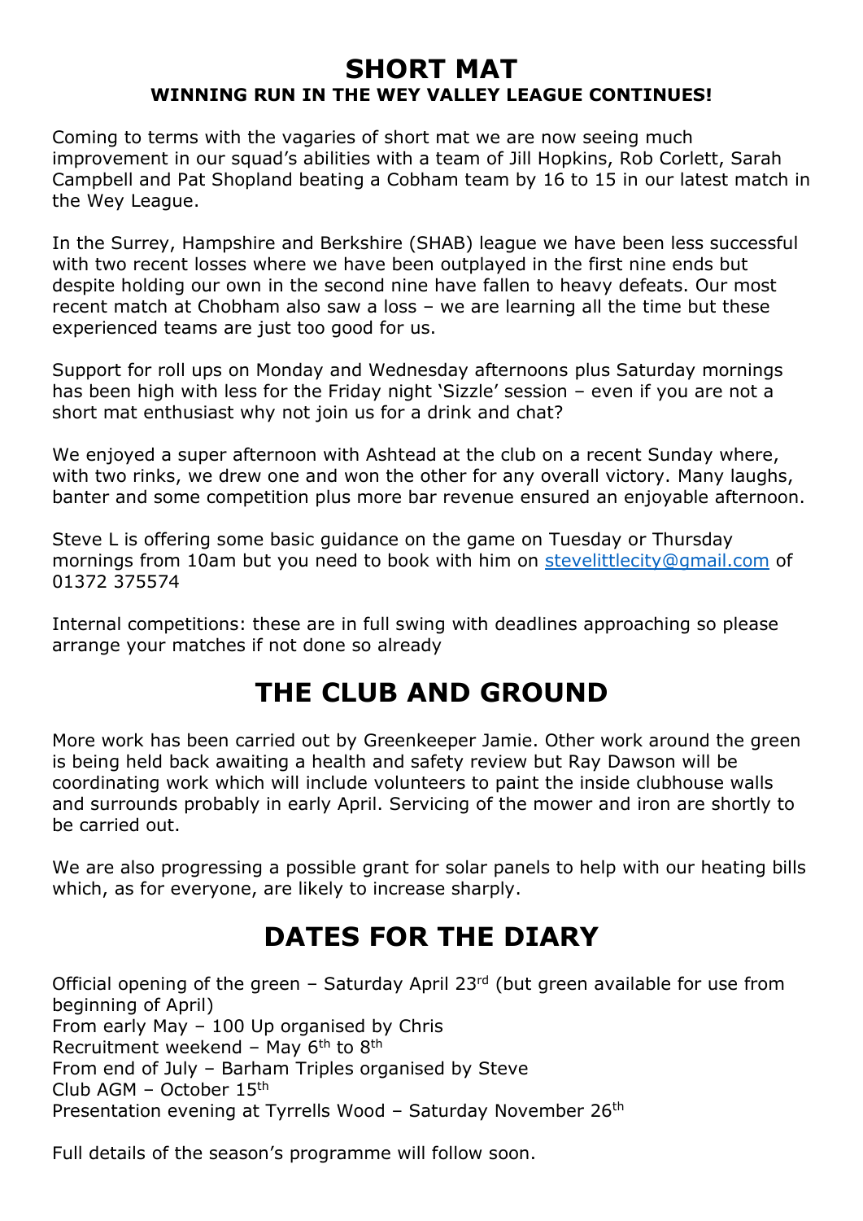# SHORT MAT

### WINNING RUN IN THE WEY VALLEY LEAGUE CONTINUES!

Coming to terms with the vagaries of short mat we are now seeing much improvement in our squad's abilities with a team of Jill Hopkins, Rob Corlett, Sarah Campbell and Pat Shopland beating a Cobham team by 16 to 15 in our latest match in the Wey League.

In the Surrey, Hampshire and Berkshire (SHAB) league we have been less successful with two recent losses where we have been outplayed in the first nine ends but despite holding our own in the second nine have fallen to heavy defeats. Our most recent match at Chobham also saw a loss – we are learning all the time but these experienced teams are just too good for us.

Support for roll ups on Monday and Wednesday afternoons plus Saturday mornings has been high with less for the Friday night 'Sizzle' session – even if you are not a short mat enthusiast why not join us for a drink and chat?

We enjoyed a super afternoon with Ashtead at the club on a recent Sunday where, with two rinks, we drew one and won the other for any overall victory. Many laughs, banter and some competition plus more bar revenue ensured an enjoyable afternoon.

Steve L is offering some basic guidance on the game on Tuesday or Thursday mornings from 10am but you need to book with him on stevelittlecity@gmail.com of 01372 375574

Internal competitions: these are in full swing with deadlines approaching so please arrange your matches if not done so already

# THE CLUB AND GROUND

More work has been carried out by Greenkeeper Jamie. Other work around the green is being held back awaiting a health and safety review but Ray Dawson will be coordinating work which will include volunteers to paint the inside clubhouse walls and surrounds probably in early April. Servicing of the mower and iron are shortly to be carried out.

We are also progressing a possible grant for solar panels to help with our heating bills which, as for everyone, are likely to increase sharply.

# DATES FOR THE DIARY

Official opening of the green – Saturday April 23rd (but green available for use from beginning of April)
From early May – 100 Up organised by Chris
Recruitment weekend – May 6th to 8th
From end of July – Barham Triples organised by Steve
Club AGM – October 15th
Presentation evening at Tyrrells Wood – Saturday November 26th

Full details of the season's programme will follow soon.